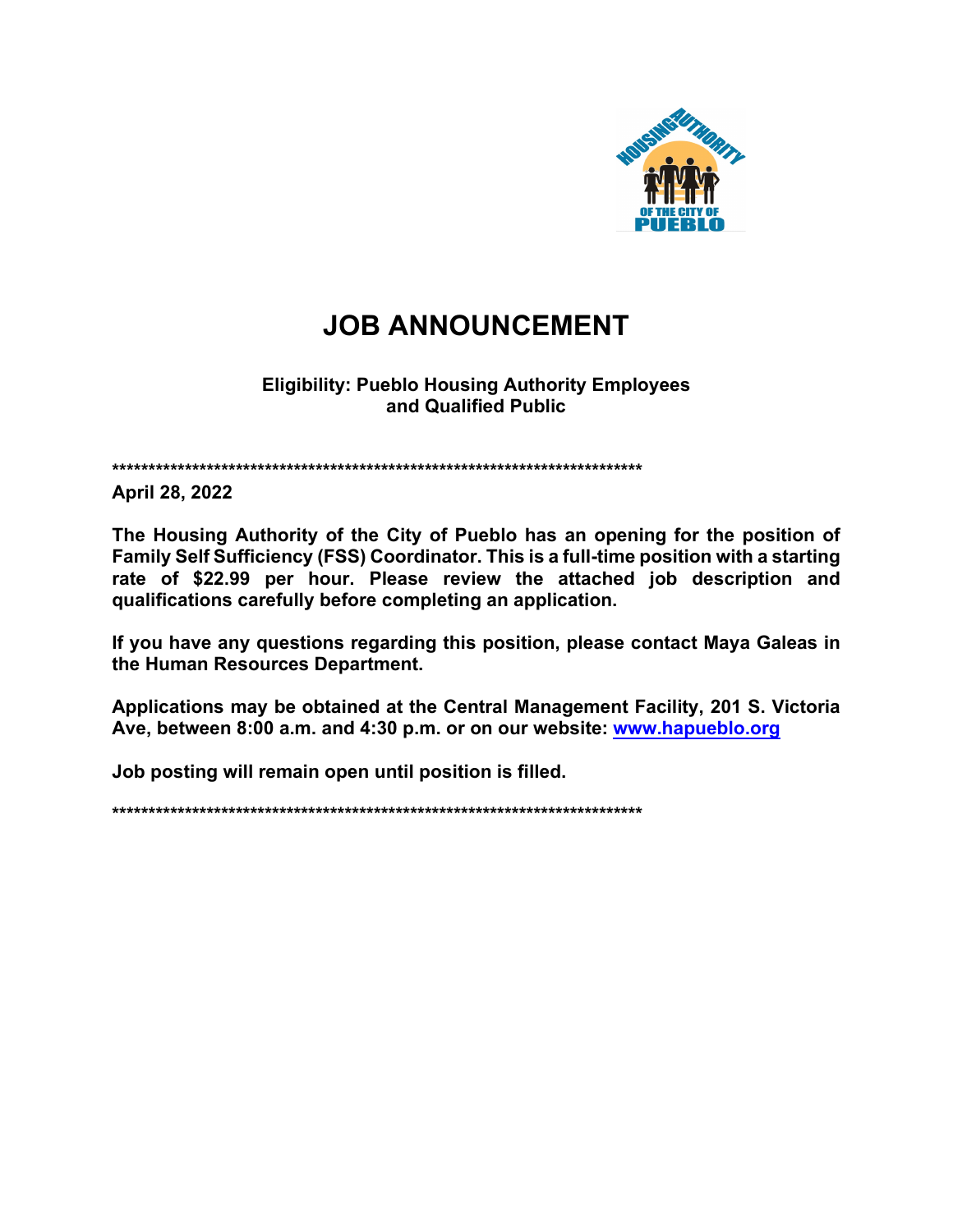# JOB ANNOUNCEMENT

**Eligibility: Pueblo Housing Authority Employees and Qualified Public**

****************************************************************************

**April 28, 2022**

**The Housing Authority of the City of Pueblo has an opening for the position of Family Self Sufficiency (FSS) Coordinator. This is a full-time position with a starting rate of $22.99 per hour. Please review the attached job description and qualifications carefully before completing an application.**

**If you have any questions regarding this position, please contact Maya Galeas in the Human Resources Department.**

**Applications may be obtained at the Central Management Facility, 201 S. Victoria Ave, between 8:00 a.m. and 4:30 p.m. or on our website: [www.hapueblo.org](http://www.hapueblo.org)**

**Job posting will remain open until position is filled.**

****************************************************************************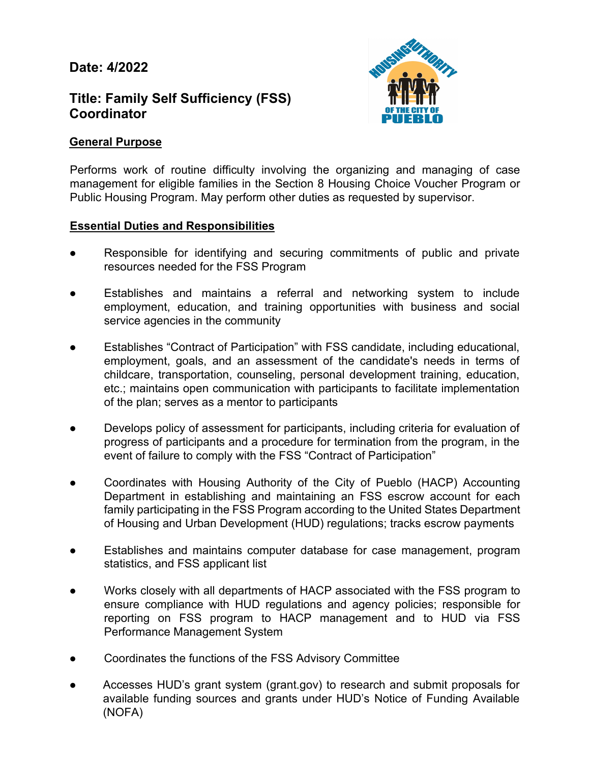**Date: 4/2022**

**Title: Family Self Sufficiency (FSS) Coordinator**

## General Purpose

Performs work of routine difficulty involving the organizing and managing of case management for eligible families in the Section 8 Housing Choice Voucher Program or Public Housing Program. May perform other duties as requested by supervisor.

## Essential Duties and Responsibilities

- Responsible for identifying and securing commitments of public and private resources needed for the FSS Program
- Establishes and maintains a referral and networking system to include employment, education, and training opportunities with business and social service agencies in the community
- Establishes "Contract of Participation" with FSS candidate, including educational, employment, goals, and an assessment of the candidate's needs in terms of childcare, transportation, counseling, personal development training, education, etc.; maintains open communication with participants to facilitate implementation of the plan; serves as a mentor to participants
- Develops policy of assessment for participants, including criteria for evaluation of progress of participants and a procedure for termination from the program, in the event of failure to comply with the FSS "Contract of Participation"
- Coordinates with Housing Authority of the City of Pueblo (HACP) Accounting Department in establishing and maintaining an FSS escrow account for each family participating in the FSS Program according to the United States Department of Housing and Urban Development (HUD) regulations; tracks escrow payments
- Establishes and maintains computer database for case management, program statistics, and FSS applicant list
- Works closely with all departments of HACP associated with the FSS program to ensure compliance with HUD regulations and agency policies; responsible for reporting on FSS program to HACP management and to HUD via FSS Performance Management System
- Coordinates the functions of the FSS Advisory Committee
- Accesses HUD's grant system (grant.gov) to research and submit proposals for available funding sources and grants under HUD's Notice of Funding Available (NOFA)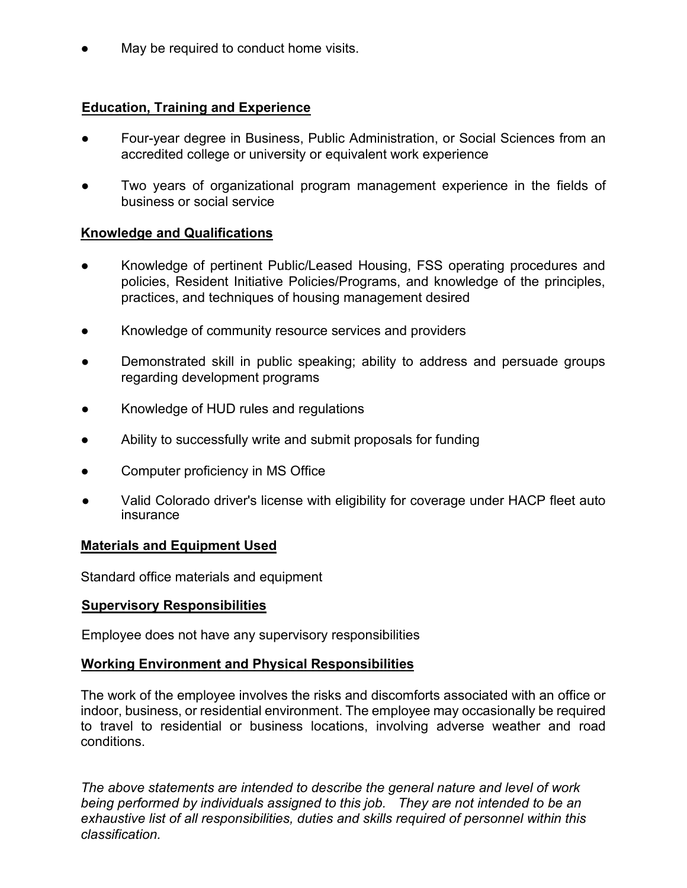- May be required to conduct home visits.

**Education, Training and Experience**

- Four-year degree in Business, Public Administration, or Social Sciences from an accredited college or university or equivalent work experience
- Two years of organizational program management experience in the fields of business or social service

**Knowledge and Qualifications**

- Knowledge of pertinent Public/Leased Housing, FSS operating procedures and policies, Resident Initiative Policies/Programs, and knowledge of the principles, practices, and techniques of housing management desired
- Knowledge of community resource services and providers
- Demonstrated skill in public speaking; ability to address and persuade groups regarding development programs
- Knowledge of HUD rules and regulations
- Ability to successfully write and submit proposals for funding
- Computer proficiency in MS Office
- Valid Colorado driver's license with eligibility for coverage under HACP fleet auto insurance

**Materials and Equipment Used**

Standard office materials and equipment

**Supervisory Responsibilities**

Employee does not have any supervisory responsibilities

**Working Environment and Physical Responsibilities**

The work of the employee involves the risks and discomforts associated with an office or indoor, business, or residential environment. The employee may occasionally be required to travel to residential or business locations, involving adverse weather and road conditions.

*The above statements are intended to describe the general nature and level of work being performed by individuals assigned to this job. They are not intended to be an exhaustive list of all responsibilities, duties and skills required of personnel within this classification.*